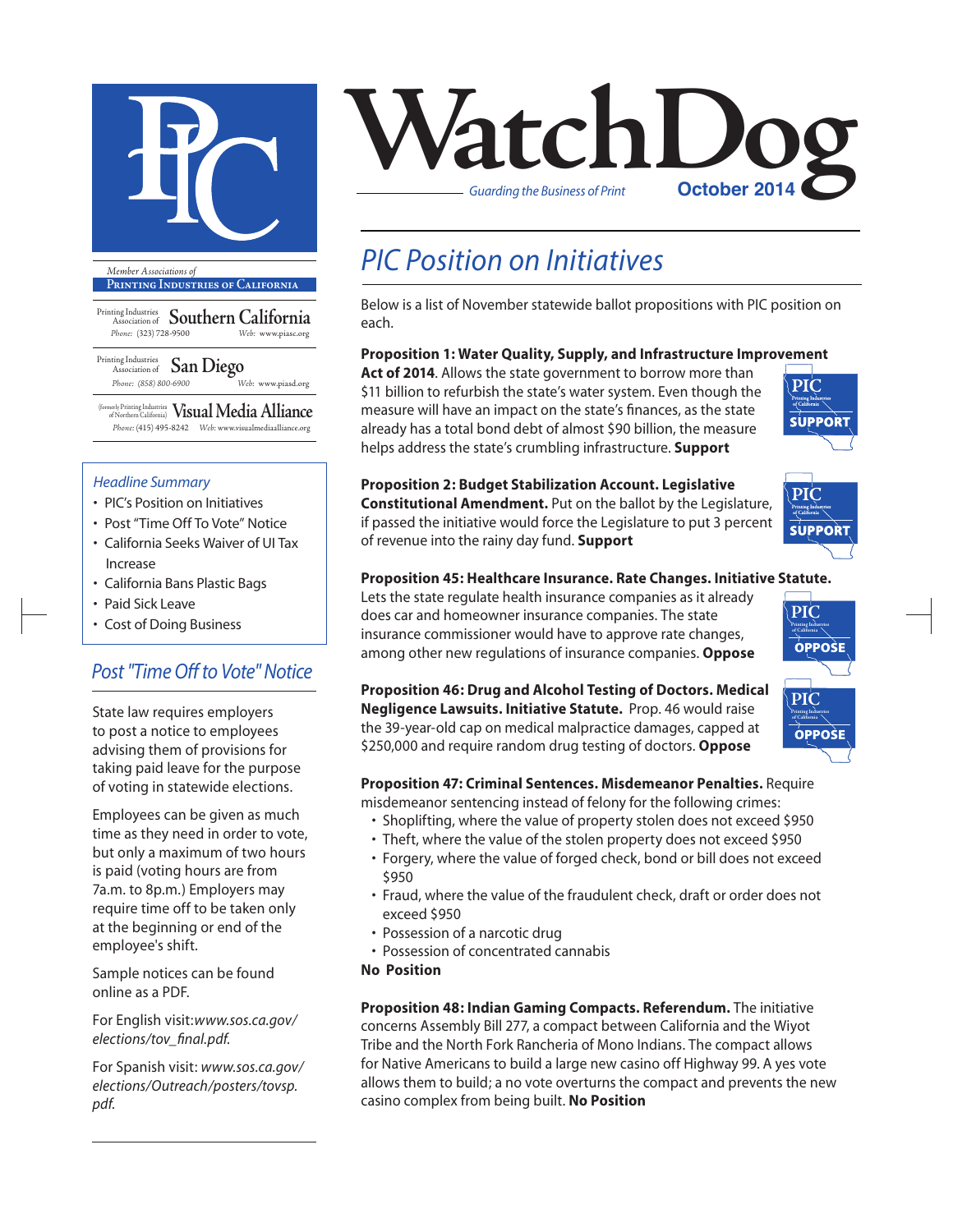# WatchDog

*Guarding the Business of Print*

**October 2014**

*Member Associations of*

**Printing Industries of California**

Printing Industries Association of **Southern California**
Phone: (323) 728-9500 Web: www.piasc.org

Printing Industries Association of **San Diego**
Phone: (858) 800-6900 Web: www.piasd.org

(formerly Printing Industries of Northern California) **Visual Media Alliance**
Phone: (415) 495-8242 Web: www.visualmediaalliance.org

### *Headline Summary*

- PIC's Position on Initiatives
- Post "Time Off To Vote" Notice
- California Seeks Waiver of UI Tax Increase
- California Bans Plastic Bags
- Paid Sick Leave
- Cost of Doing Business

## *PIC Position on Initiatives*

Below is a list of November statewide ballot propositions with PIC position on each.

**Proposition 1: Water Quality, Supply, and Infrastructure Improvement Act of 2014**. Allows the state government to borrow more than $11 billion to refurbish the state's water system. Even though the measure will have an impact on the state's finances, as the state already has a total bond debt of almost $90 billion, the measure helps address the state's crumbling infrastructure. **Support**

PIC SUPPORT

**Proposition 2: Budget Stabilization Account. Legislative Constitutional Amendment.** Put on the ballot by the Legislature, if passed the initiative would force the Legislature to put 3 percent of revenue into the rainy day fund. **Support**

PIC SUPPORT

**Proposition 45: Healthcare Insurance. Rate Changes. Initiative Statute.** Lets the state regulate health insurance companies as it already does car and homeowner insurance companies. The state insurance commissioner would have to approve rate changes, among other new regulations of insurance companies. **Oppose**

PIC OPPOSE

**Proposition 46: Drug and Alcohol Testing of Doctors. Medical Negligence Lawsuits. Initiative Statute.** Prop. 46 would raise the 39-year-old cap on medical malpractice damages, capped at $250,000 and require random drug testing of doctors. **Oppose**

PIC OPPOSE

**Proposition 47: Criminal Sentences. Misdemeanor Penalties.** Require misdemeanor sentencing instead of felony for the following crimes:

- Shoplifting, where the value of property stolen does not exceed $950
- Theft, where the value of the stolen property does not exceed $950
- Forgery, where the value of forged check, bond or bill does not exceed $950
- Fraud, where the value of the fraudulent check, draft or order does not exceed $950
- Possession of a narcotic drug
- Possession of concentrated cannabis

**No Position**

**Proposition 48: Indian Gaming Compacts. Referendum.** The initiative concerns Assembly Bill 277, a compact between California and the Wiyot Tribe and the North Fork Rancheria of Mono Indians. The compact allows for Native Americans to build a large new casino off Highway 99. A yes vote allows them to build; a no vote overturns the compact and prevents the new casino complex from being built. **No Position**

## *Post "Time Off to Vote" Notice*

State law requires employers to post a notice to employees advising them of provisions for taking paid leave for the purpose of voting in statewide elections.

Employees can be given as much time as they need in order to vote, but only a maximum of two hours is paid (voting hours are from 7a.m. to 8p.m.) Employers may require time off to be taken only at the beginning or end of the employee's shift.

Sample notices can be found online as a PDF.

For English visit:*www.sos.ca.gov/elections/tov_final.pdf.*

For Spanish visit: *www.sos.ca.gov/elections/Outreach/posters/tovsp.pdf.*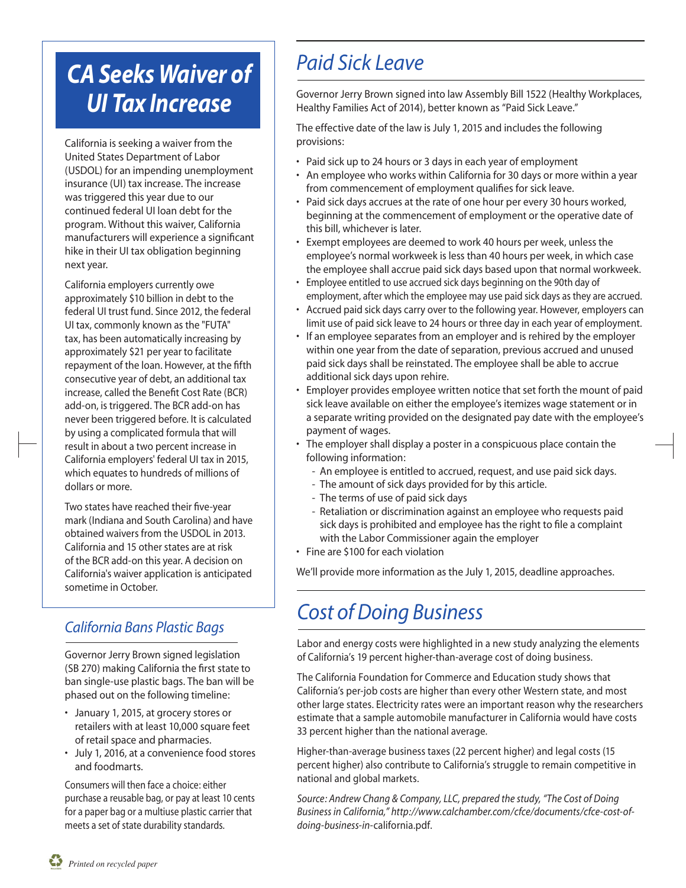# CA Seeks Waiver of UI Tax Increase

California is seeking a waiver from the United States Department of Labor (USDOL) for an impending unemployment insurance (UI) tax increase. The increase was triggered this year due to our continued federal UI loan debt for the program. Without this waiver, California manufacturers will experience a significant hike in their UI tax obligation beginning next year.

California employers currently owe approximately $10 billion in debt to the federal UI trust fund. Since 2012, the federal UI tax, commonly known as the "FUTA" tax, has been automatically increasing by approximately $21 per year to facilitate repayment of the loan. However, at the fifth consecutive year of debt, an additional tax increase, called the Benefit Cost Rate (BCR) add-on, is triggered. The BCR add-on has never been triggered before. It is calculated by using a complicated formula that will result in about a two percent increase in California employers' federal UI tax in 2015, which equates to hundreds of millions of dollars or more.

Two states have reached their five-year mark (Indiana and South Carolina) and have obtained waivers from the USDOL in 2013. California and 15 other states are at risk of the BCR add-on this year. A decision on California's waiver application is anticipated sometime in October.

## *California Bans Plastic Bags*

Governor Jerry Brown signed legislation (SB 270) making California the first state to ban single-use plastic bags. The ban will be phased out on the following timeline:

- January 1, 2015, at grocery stores or retailers with at least 10,000 square feet of retail space and pharmacies.
- July 1, 2016, at a convenience food stores and foodmarts.

Consumers will then face a choice: either purchase a reusable bag, or pay at least 10 cents for a paper bag or a multiuse plastic carrier that meets a set of state durability standards.

## *Paid Sick Leave*

Governor Jerry Brown signed into law Assembly Bill 1522 (Healthy Workplaces, Healthy Families Act of 2014), better known as "Paid Sick Leave."

The effective date of the law is July 1, 2015 and includes the following provisions:

- Paid sick up to 24 hours or 3 days in each year of employment
- An employee who works within California for 30 days or more within a year from commencement of employment qualifies for sick leave.
- Paid sick days accrues at the rate of one hour per every 30 hours worked, beginning at the commencement of employment or the operative date of this bill, whichever is later.
- Exempt employees are deemed to work 40 hours per week, unless the employee's normal workweek is less than 40 hours per week, in which case the employee shall accrue paid sick days based upon that normal workweek.
- Employee entitled to use accrued sick days beginning on the 90th day of employment, after which the employee may use paid sick days as they are accrued.
- Accrued paid sick days carry over to the following year. However, employers can limit use of paid sick leave to 24 hours or three day in each year of employment.
- If an employee separates from an employer and is rehired by the employer within one year from the date of separation, previous accrued and unused paid sick days shall be reinstated. The employee shall be able to accrue additional sick days upon rehire.
- Employer provides employee written notice that set forth the mount of paid sick leave available on either the employee's itemizes wage statement or in a separate writing provided on the designated pay date with the employee's payment of wages.
- The employer shall display a poster in a conspicuous place contain the following information:
  - An employee is entitled to accrued, request, and use paid sick days.
  - The amount of sick days provided for by this article.
  - The terms of use of paid sick days
  - Retaliation or discrimination against an employee who requests paid sick days is prohibited and employee has the right to file a complaint with the Labor Commissioner again the employer
- Fine are $100 for each violation

We'll provide more information as the July 1, 2015, deadline approaches.

## *Cost of Doing Business*

Labor and energy costs were highlighted in a new study analyzing the elements of California's 19 percent higher-than-average cost of doing business.

The California Foundation for Commerce and Education study shows that California's per-job costs are higher than every other Western state, and most other large states. Electricity rates were an important reason why the researchers estimate that a sample automobile manufacturer in California would have costs 33 percent higher than the national average.

Higher-than-average business taxes (22 percent higher) and legal costs (15 percent higher) also contribute to California's struggle to remain competitive in national and global markets.

*Source: Andrew Chang & Company, LLC, prepared the study, "The Cost of Doing Business in California," http://www.calchamber.com/cfce/documents/cfce-cost-of-doing-business-in-*california.pdf.

*Printed on recycled paper*